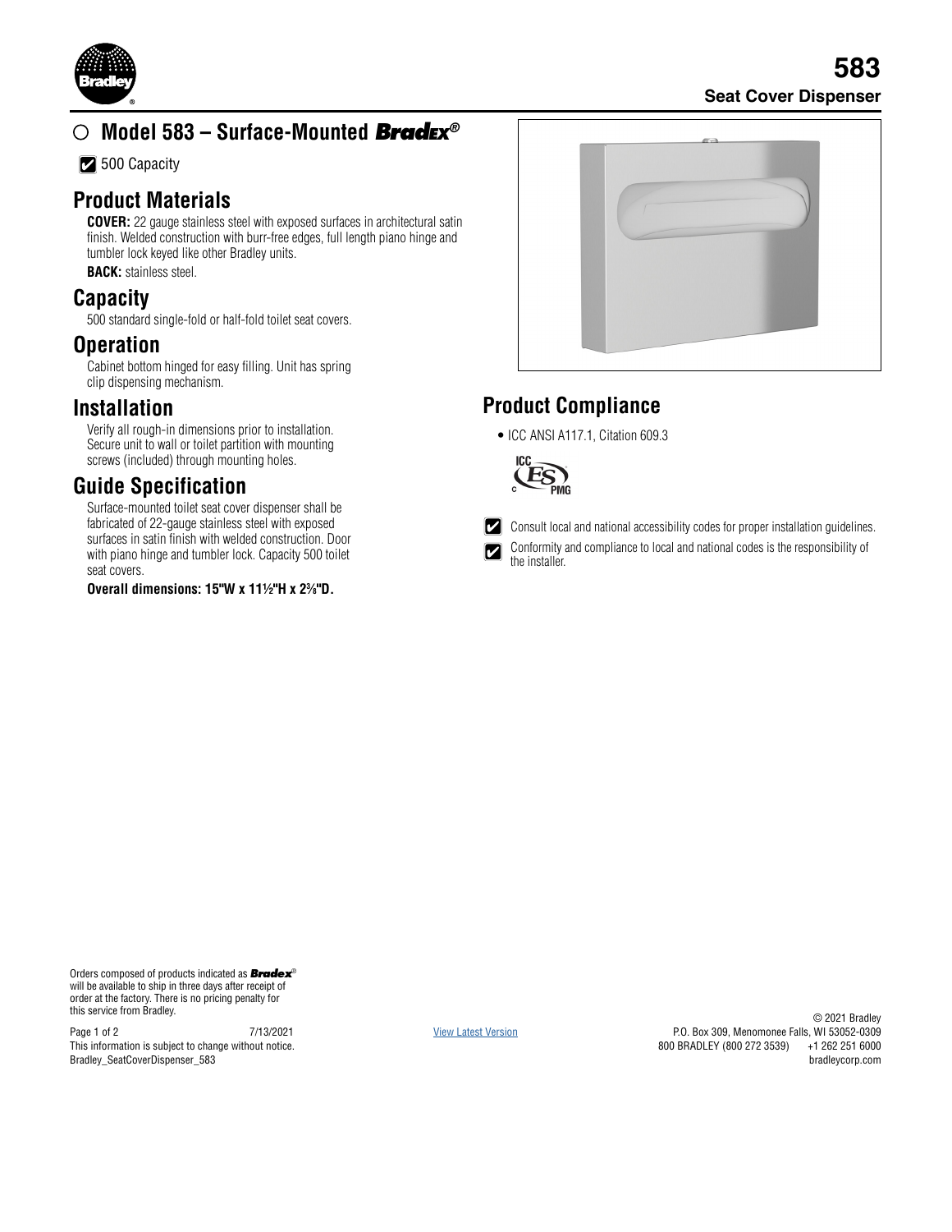# 583

## Seat Cover Dispenser

## ○ Model 583 – Surface-Mounted *Bradex*®

☑ 500 Capacity

## Product Materials

**COVER:** 22 gauge stainless steel with exposed surfaces in architectural satin finish. Welded construction with burr-free edges, full length piano hinge and tumbler lock keyed like other Bradley units.

**BACK:** stainless steel.

## Capacity

500 standard single-fold or half-fold toilet seat covers.

## Operation

Cabinet bottom hinged for easy filling. Unit has spring clip dispensing mechanism.

## Installation

Verify all rough-in dimensions prior to installation. Secure unit to wall or toilet partition with mounting screws (included) through mounting holes.

## Guide Specification

Surface-mounted toilet seat cover dispenser shall be fabricated of 22-gauge stainless steel with exposed surfaces in satin finish with welded construction. Door with piano hinge and tumbler lock. Capacity 500 toilet seat covers.

**Overall dimensions: 15"W x 11½"H x 2⅜"D.**

## Product Compliance

- ICC ANSI A117.1, Citation 609.3

ICC ES PMG

☑ Consult local and national accessibility codes for proper installation guidelines.

☑ Conformity and compliance to local and national codes is the responsibility of the installer.

Orders composed of products indicated as *Bradex*® will be available to ship in three days after receipt of order at the factory. There is no pricing penalty for this service from Bradley.

7/13/2021
This information is subject to change without notice.
Bradley_SeatCoverDispenser_583

View Latest Version

© 2021 Bradley
P.O. Box 309, Menomonee Falls, WI 53052-0309
800 BRADLEY (800 272 3539) +1 262 251 6000
bradleycorp.com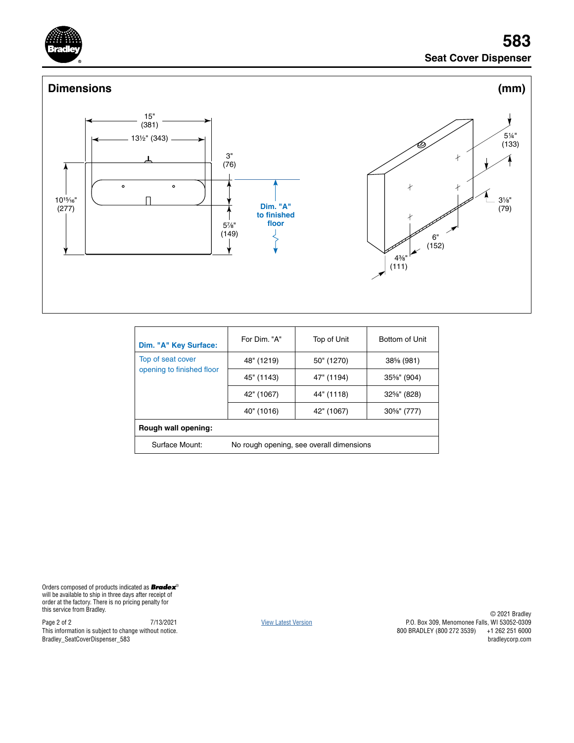# 583

## Seat Cover Dispenser

## Dimensions

(mm)

15"
(381)

13½" (343)

3"
(76)

10¹⁵⁄₁₆"
(277)

5⅞"
(149)

Dim. "A"
to finished
floor

5¼"
(133)

3⅛"
(79)

6"
(152)

4⅜"
(111)

| Dim. "A" Key Surface: | For Dim. "A" | Top of Unit | Bottom of Unit |
|---|---|---|---|
| Top of seat cover opening to finished floor | 48" (1219) | 50" (1270) | 38⅝ (981) |
| | 45" (1143) | 47" (1194) | 35⅝" (904) |
| | 42" (1067) | 44" (1118) | 32⅝" (828) |
| | 40" (1016) | 42" (1067) | 30⅝" (777) |
| **Rough wall opening:** | | | |
| Surface Mount: | No rough opening, see overall dimensions | | |

Orders composed of products indicated as ***Bradex***® will be available to ship in three days after receipt of order at the factory. There is no pricing penalty for this service from Bradley.

7/13/2021
This information is subject to change without notice.
Bradley_SeatCoverDispenser_583

View Latest Version

© 2021 Bradley
P.O. Box 309, Menomonee Falls, WI 53052-0309
800 BRADLEY (800 272 3539) +1 262 251 6000
bradleycorp.com